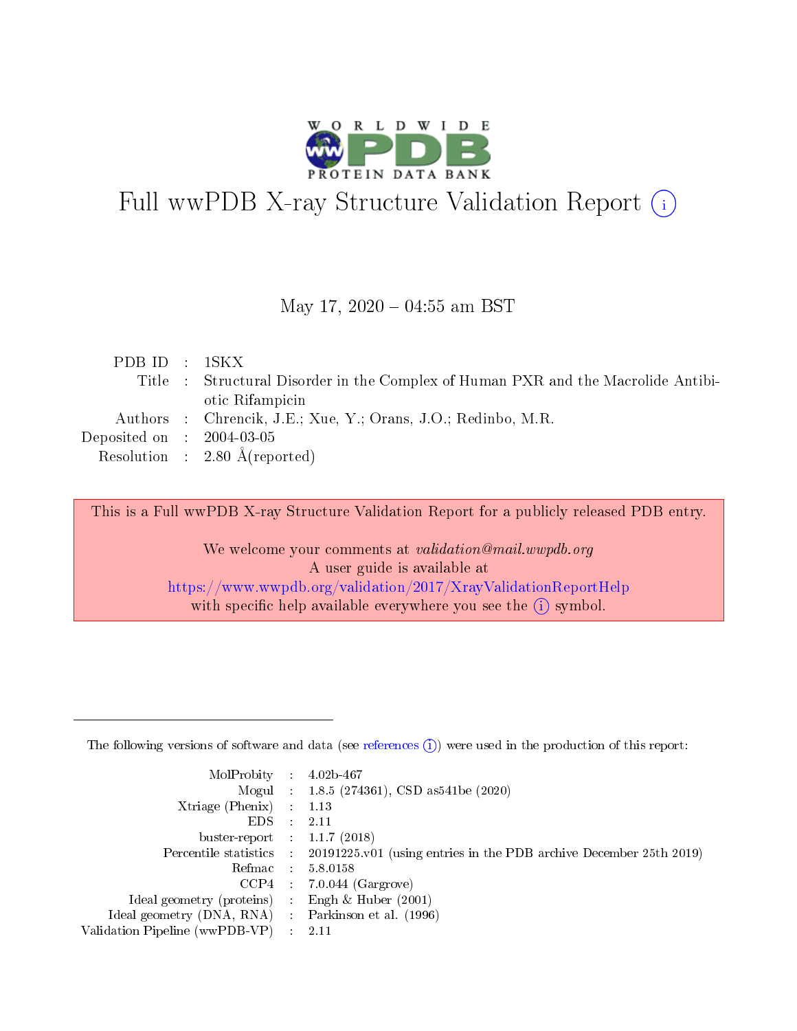# Full wwPDB X-ray Structure Validation Report (i)

May 17, 2020 – 04:55 am BST

| | | |
|---|---|---|
| PDB ID | : | 1SKX |
| Title | : | Structural Disorder in the Complex of Human PXR and the Macrolide Antibiotic Rifampicin |
| Authors | : | Chrencik, J.E.; Xue, Y.; Orans, J.O.; Redinbo, M.R. |
| Deposited on | : | 2004-03-05 |
| Resolution | : | 2.80 Å(reported) |

This is a Full wwPDB X-ray Structure Validation Report for a publicly released PDB entry.

We welcome your comments at *validation@mail.wwpdb.org*
A user guide is available at
https://www.wwpdb.org/validation/2017/XrayValidationReportHelp
with specific help available everywhere you see the (i) symbol.

---

The following versions of software and data (see references (i)) were used in the production of this report:

| | | |
|---|---|---|
| MolProbity | : | 4.02b-467 |
| Mogul | : | 1.8.5 (274361), CSD as541be (2020) |
| Xtriage (Phenix) | : | 1.13 |
| EDS | : | 2.11 |
| buster-report | : | 1.1.7 (2018) |
| Percentile statistics | : | 20191225.v01 (using entries in the PDB archive December 25th 2019) |
| Refmac | : | 5.8.0158 |
| CCP4 | : | 7.0.044 (Gargrove) |
| Ideal geometry (proteins) | : | Engh & Huber (2001) |
| Ideal geometry (DNA, RNA) | : | Parkinson et al. (1996) |
| Validation Pipeline (wwPDB-VP) | : | 2.11 |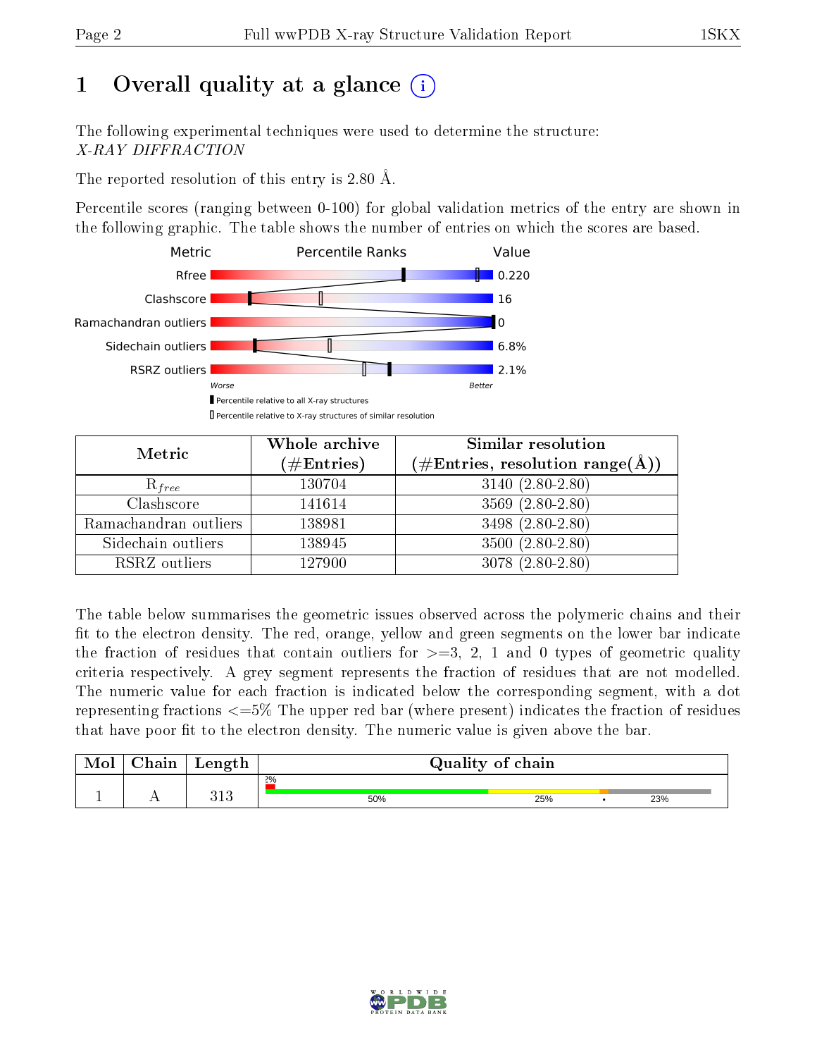# 1 Overall quality at a glance (i)

The following experimental techniques were used to determine the structure:
*X-RAY DIFFRACTION*

The reported resolution of this entry is 2.80 Å.

Percentile scores (ranging between 0-100) for global validation metrics of the entry are shown in the following graphic. The table shows the number of entries on which the scores are based.

| Metric | Value |
|---|---|
| Rfree | 0.220 |
| Clashscore | 16 |
| Ramachandran outliers | 0 |
| Sidechain outliers | 6.8% |
| RSRZ outliers | 2.1% |

Worse — Better

▮ Percentile relative to all X-ray structures
▯ Percentile relative to X-ray structures of similar resolution

| Metric | Whole archive (#Entries) | Similar resolution (#Entries, resolution range(Å)) |
|---|---|---|
| $R_{free}$ | 130704 | 3140 (2.80-2.80) |
| Clashscore | 141614 | 3569 (2.80-2.80) |
| Ramachandran outliers | 138981 | 3498 (2.80-2.80) |
| Sidechain outliers | 138945 | 3500 (2.80-2.80) |
| RSRZ outliers | 127900 | 3078 (2.80-2.80) |

The table below summarises the geometric issues observed across the polymeric chains and their fit to the electron density. The red, orange, yellow and green segments on the lower bar indicate the fraction of residues that contain outliers for >=3, 2, 1 and 0 types of geometric quality criteria respectively. A grey segment represents the fraction of residues that are not modelled. The numeric value for each fraction is indicated below the corresponding segment, with a dot representing fractions <=5% The upper red bar (where present) indicates the fraction of residues that have poor fit to the electron density. The numeric value is given above the bar.

| Mol | Chain | Length | Quality of chain |
|---|---|---|---|
| 1 | A | 313 | 2% ; 50% ; 25% ; • ; 23% |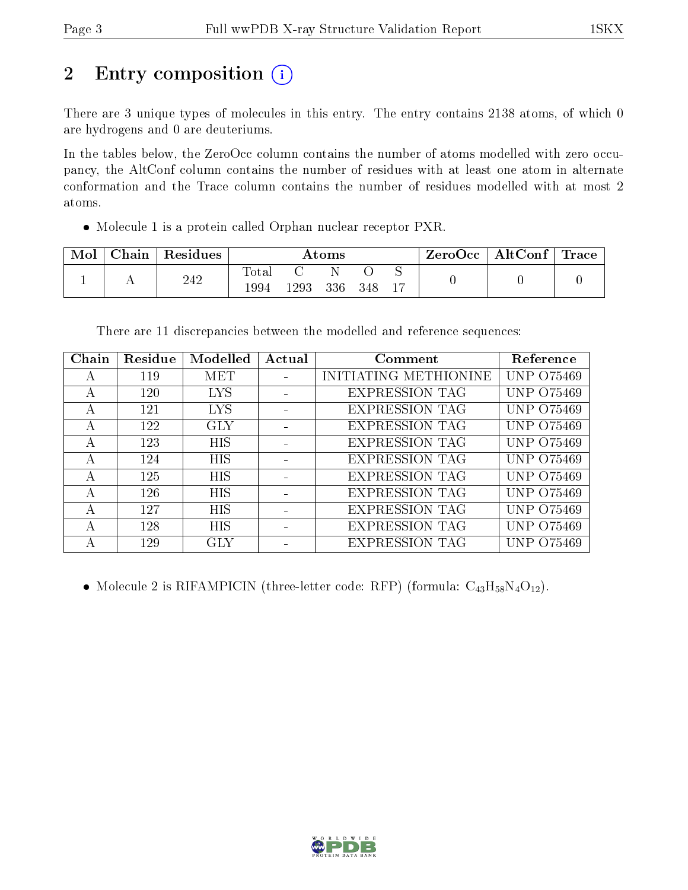# 2 Entry composition

There are 3 unique types of molecules in this entry. The entry contains 2138 atoms, of which 0 are hydrogens and 0 are deuteriums.

In the tables below, the ZeroOcc column contains the number of atoms modelled with zero occupancy, the AltConf column contains the number of residues with at least one atom in alternate conformation and the Trace column contains the number of residues modelled with at most 2 atoms.

- Molecule 1 is a protein called Orphan nuclear receptor PXR.

| Mol | Chain | Residues | Atoms | | | | | ZeroOcc | AltConf | Trace |
|---|---|---|---|---|---|---|---|---|---|---|
| | | | Total | C | N | O | S | | | |
| 1 | A | 242 | 1994 | 1293 | 336 | 348 | 17 | 0 | 0 | 0 |

There are 11 discrepancies between the modelled and reference sequences:

| Chain | Residue | Modelled | Actual | Comment | Reference |
|---|---|---|---|---|---|
| A | 119 | MET | - | INITIATING METHIONINE | UNP O75469 |
| A | 120 | LYS | - | EXPRESSION TAG | UNP O75469 |
| A | 121 | LYS | - | EXPRESSION TAG | UNP O75469 |
| A | 122 | GLY | - | EXPRESSION TAG | UNP O75469 |
| A | 123 | HIS | - | EXPRESSION TAG | UNP O75469 |
| A | 124 | HIS | - | EXPRESSION TAG | UNP O75469 |
| A | 125 | HIS | - | EXPRESSION TAG | UNP O75469 |
| A | 126 | HIS | - | EXPRESSION TAG | UNP O75469 |
| A | 127 | HIS | - | EXPRESSION TAG | UNP O75469 |
| A | 128 | HIS | - | EXPRESSION TAG | UNP O75469 |
| A | 129 | GLY | - | EXPRESSION TAG | UNP O75469 |

- Molecule 2 is RIFAMPICIN (three-letter code: RFP) (formula: $C_{43}H_{58}N_4O_{12}$).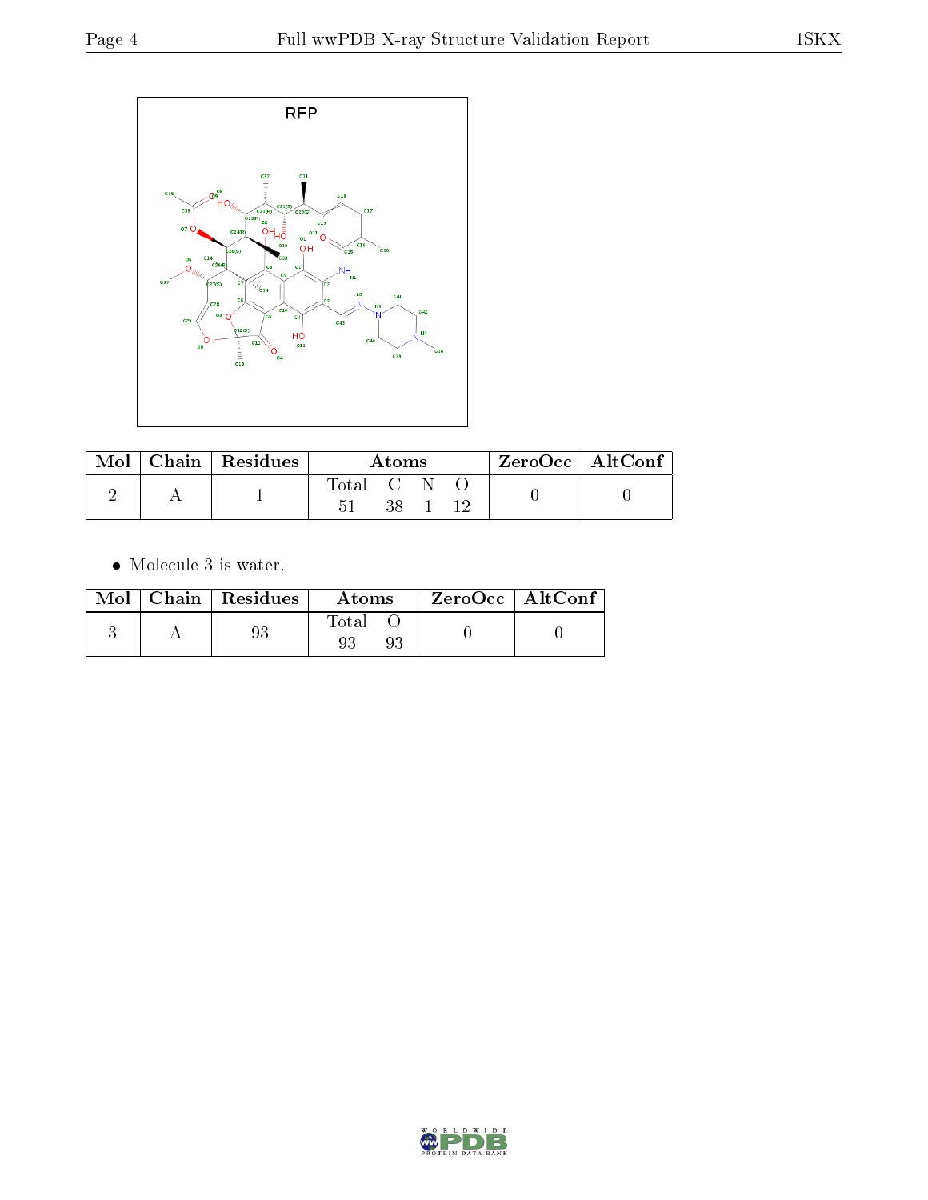RFP

| Mol | Chain | Residues | Atoms | | | | ZeroOcc | AltConf |
|---|---|---|---|---|---|---|---|---|
| | | | Total | C | N | O | | |
| 2 | A | 1 | 51 | 38 | 1 | 12 | 0 | 0 |

- Molecule 3 is water.

| Mol | Chain | Residues | Atoms | | ZeroOcc | AltConf |
|---|---|---|---|---|---|---|
| | | | Total | O | | |
| 3 | A | 93 | 93 | 93 | 0 | 0 |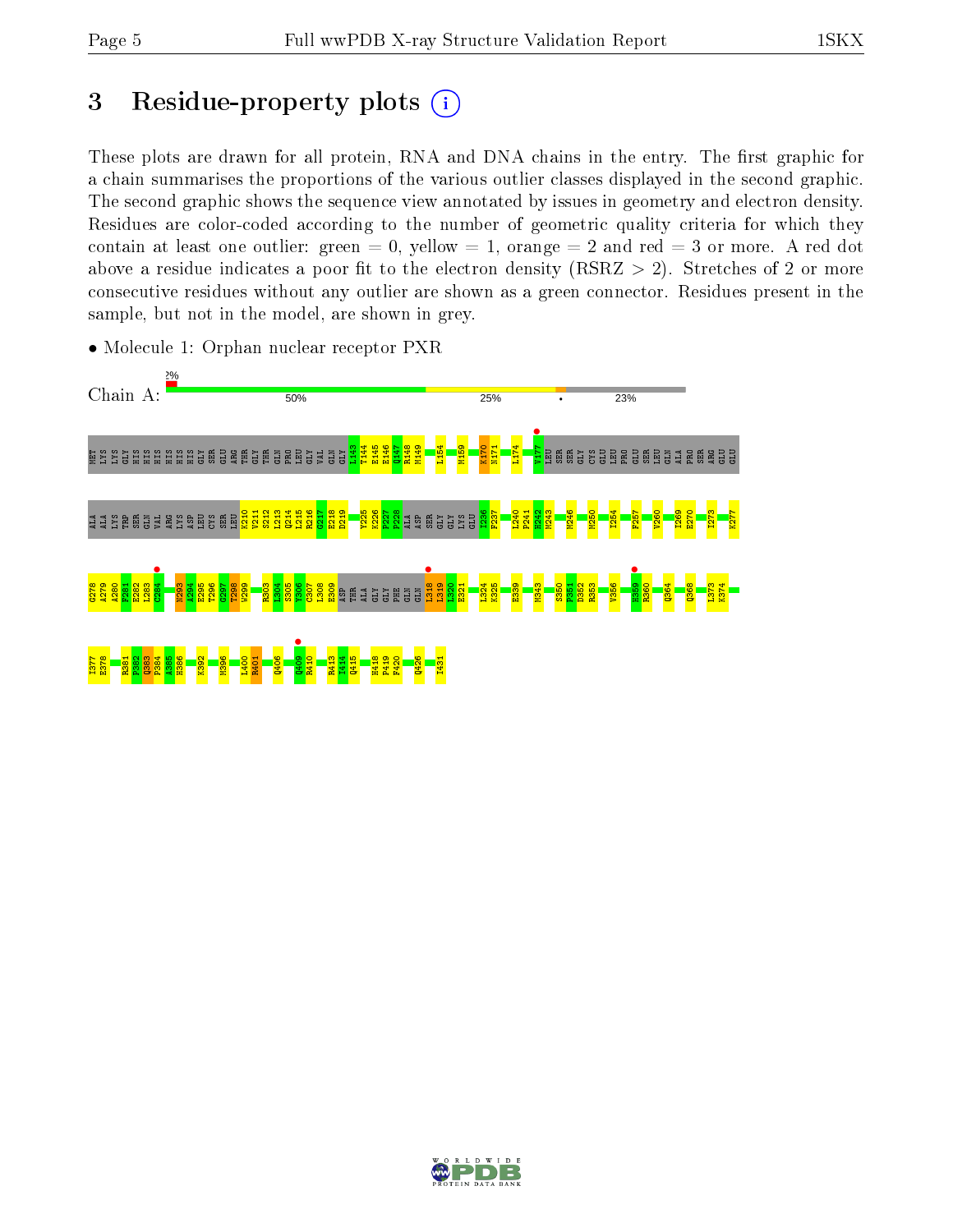# 3 Residue-property plots

These plots are drawn for all protein, RNA and DNA chains in the entry. The first graphic for a chain summarises the proportions of the various outlier classes displayed in the second graphic. The second graphic shows the sequence view annotated by issues in geometry and electron density. Residues are color-coded according to the number of geometric quality criteria for which they contain at least one outlier: green = 0, yellow = 1, orange = 2 and red = 3 or more. A red dot above a residue indicates a poor fit to the electron density (RSRZ > 2). Stretches of 2 or more consecutive residues without any outlier are shown as a green connector. Residues present in the sample, but not in the model, are shown in grey.

- Molecule 1: Orphan nuclear receptor PXR

Chain A: 2% | 50% | 25% | • | 23%

MET LYS LYS GLY HIS HIS HIS HIS HIS HIS GLY SER GLU ARG THR GLY THR GLN PRO LEU GLY VAL GLN GLY L143 T144 E145 E146 Q147 R148 M149 L154 M159 K170 N171 L174 V177 LEU SER SER GLY CYS GLU LEU PRO GLU SER LEU GLN ALA PRO SER ARG GLU GLU

ALA ALA LYS TRP SER GLN VAL ARG LYS ASP LEU CYS SER LEU K210 V211 S212 L213 Q214 L215 R216 G217 E218 D219 Y225 K226 P227 F228 ALA ASP SER GLY GLY LYS GLU L236 F237 L240 P241 H242 M243 M246 M250 I254 F257 V260 L269 E270 I273 K277

G278 A279 A280 F281 E282 L283 C284 N293 A294 E295 T296 G297 T298 W299 R303 L304 S305 Y306 C307 L308 E309 ASP THR ALA GLY GLY PHE GLN GLN L318 L319 L320 E321 L324 K325 E339 M343 S350 F351 D352 R353 V356 H359 R360 Q364 Q368 L373 K374

I377 E378 R381 P382 Q383 P384 A385 H386 K392 M396 L400 R401 Q406 Q409 R410 R413 I414 Q415 H418 P419 F420 Q426 I431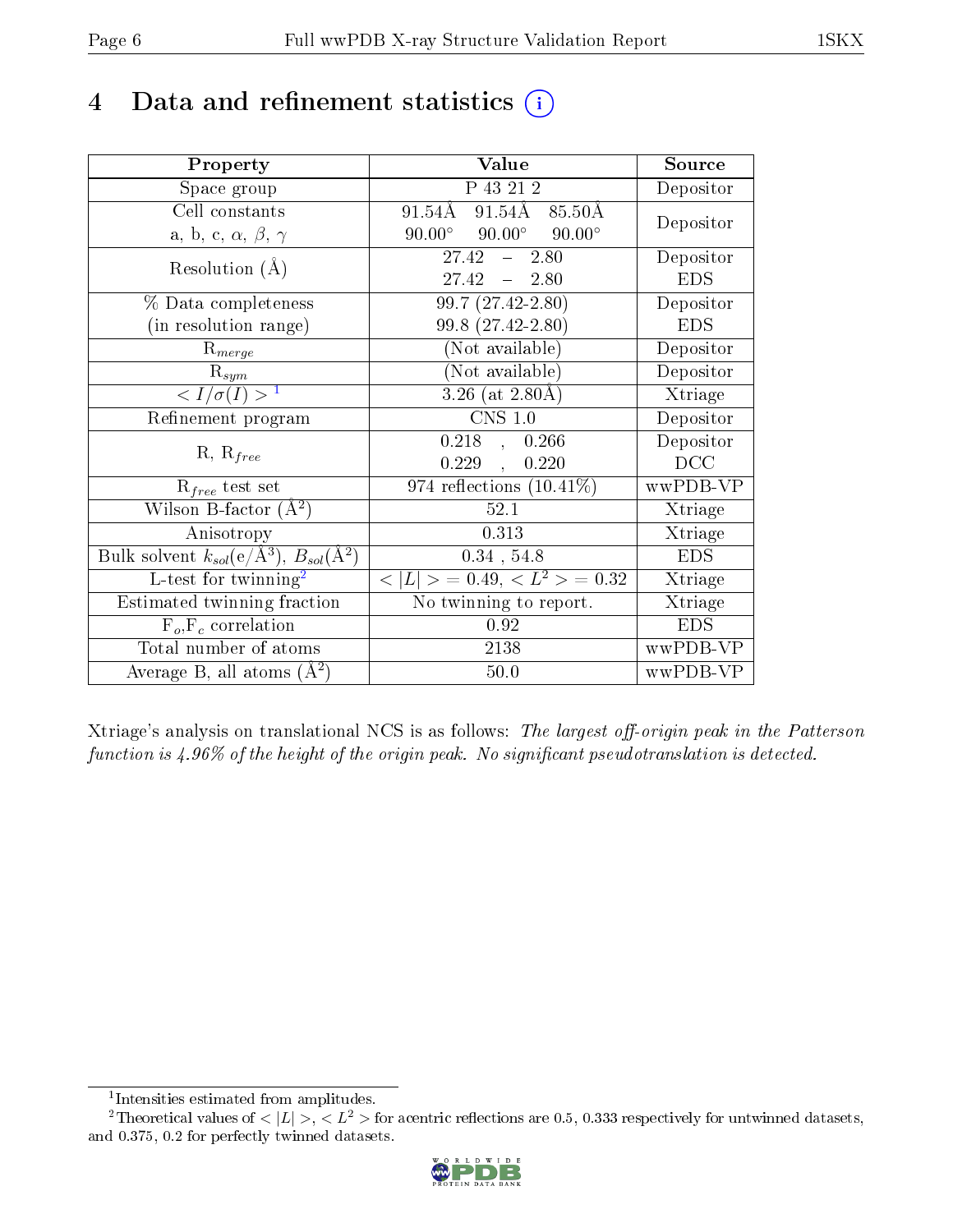# 4 Data and refinement statistics (i)

| Property | Value | Source |
|---|---|---|
| Space group | P 43 21 2 | Depositor |
| Cell constants<br>a, b, c, $\alpha$, $\beta$, $\gamma$ | 91.54Å 91.54Å 85.50Å<br>90.00° 90.00° 90.00° | Depositor |
| Resolution (Å) | 27.42 – 2.80<br>27.42 – 2.80 | Depositor<br>EDS |
| % Data completeness<br>(in resolution range) | 99.7 (27.42-2.80)<br>99.8 (27.42-2.80) | Depositor<br>EDS |
| $R_{merge}$ | (Not available) | Depositor |
| $R_{sym}$ | (Not available) | Depositor |
| $< I/\sigma(I) >$ [1] | 3.26 (at 2.80Å) | Xtriage |
| Refinement program | CNS 1.0 | Depositor |
| R, $R_{free}$ | 0.218 , 0.266<br>0.229 , 0.220 | Depositor<br>DCC |
| $R_{free}$ test set | 974 reflections (10.41%) | wwPDB-VP |
| Wilson B-factor (Å$^2$) | 52.1 | Xtriage |
| Anisotropy | 0.313 | Xtriage |
| Bulk solvent $k_{sol}$(e/Å$^3$), $B_{sol}$(Å$^2$) | 0.34 , 54.8 | EDS |
| L-test for twinning[2] | $< \|L\| > = 0.49$, $< L^2 > = 0.32$ | Xtriage |
| Estimated twinning fraction | No twinning to report. | Xtriage |
| $F_o$,$F_c$ correlation | 0.92 | EDS |
| Total number of atoms | 2138 | wwPDB-VP |
| Average B, all atoms (Å$^2$) | 50.0 | wwPDB-VP |

Xtriage's analysis on translational NCS is as follows: *The largest off-origin peak in the Patterson function is 4.96% of the height of the origin peak. No significant pseudotranslation is detected.*

[1] Intensities estimated from amplitudes.

[2] Theoretical values of $< |L| >$, $< L^2 >$ for acentric reflections are 0.5, 0.333 respectively for untwinned datasets, and 0.375, 0.2 for perfectly twinned datasets.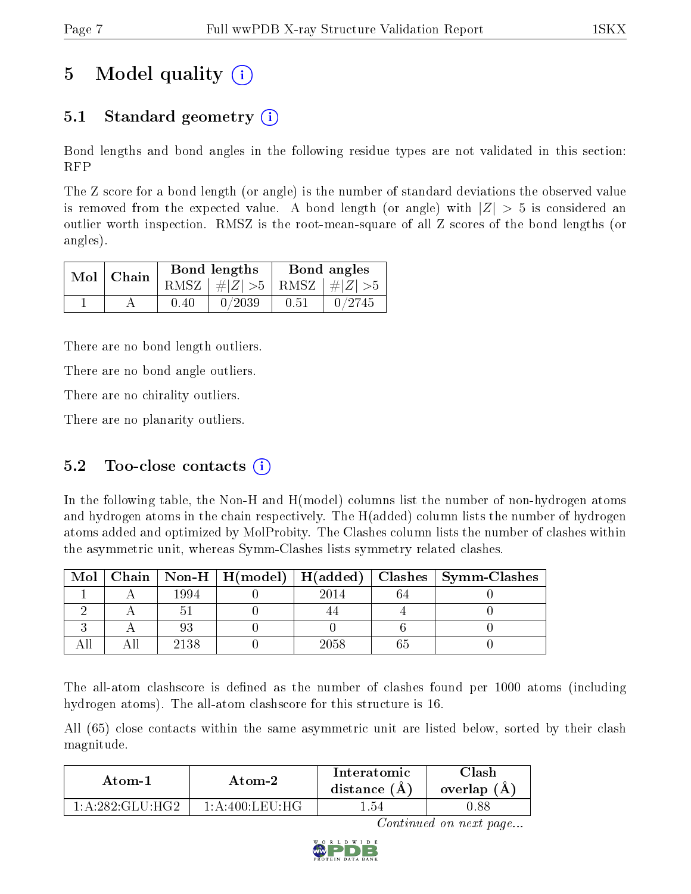# 5 Model quality

## 5.1 Standard geometry

Bond lengths and bond angles in the following residue types are not validated in this section: RFP

The Z score for a bond length (or angle) is the number of standard deviations the observed value is removed from the expected value. A bond length (or angle) with $|Z| > 5$ is considered an outlier worth inspection. RMSZ is the root-mean-square of all Z scores of the bond lengths (or angles).

| Mol | Chain | Bond lengths | | Bond angles | |
|---|---|---|---|---|---|
| | | RMSZ | #\|Z\| >5 | RMSZ | #\|Z\| >5 |
| 1 | A | 0.40 | 0/2039 | 0.51 | 0/2745 |

There are no bond length outliers.

There are no bond angle outliers.

There are no chirality outliers.

There are no planarity outliers.

## 5.2 Too-close contacts

In the following table, the Non-H and H(model) columns list the number of non-hydrogen atoms and hydrogen atoms in the chain respectively. The H(added) column lists the number of hydrogen atoms added and optimized by MolProbity. The Clashes column lists the number of clashes within the asymmetric unit, whereas Symm-Clashes lists symmetry related clashes.

| Mol | Chain | Non-H | H(model) | H(added) | Clashes | Symm-Clashes |
|---|---|---|---|---|---|---|
| 1 | A | 1994 | 0 | 2014 | 64 | 0 |
| 2 | A | 51 | 0 | 44 | 4 | 0 |
| 3 | A | 93 | 0 | 0 | 6 | 0 |
| All | All | 2138 | 0 | 2058 | 65 | 0 |

The all-atom clashscore is defined as the number of clashes found per 1000 atoms (including hydrogen atoms). The all-atom clashscore for this structure is 16.

All (65) close contacts within the same asymmetric unit are listed below, sorted by their clash magnitude.

| Atom-1 | Atom-2 | Interatomic distance (Å) | Clash overlap (Å) |
|---|---|---|---|
| 1:A:282:GLU:HG2 | 1:A:400:LEU:HG | 1.54 | 0.88 |

*Continued on next page...*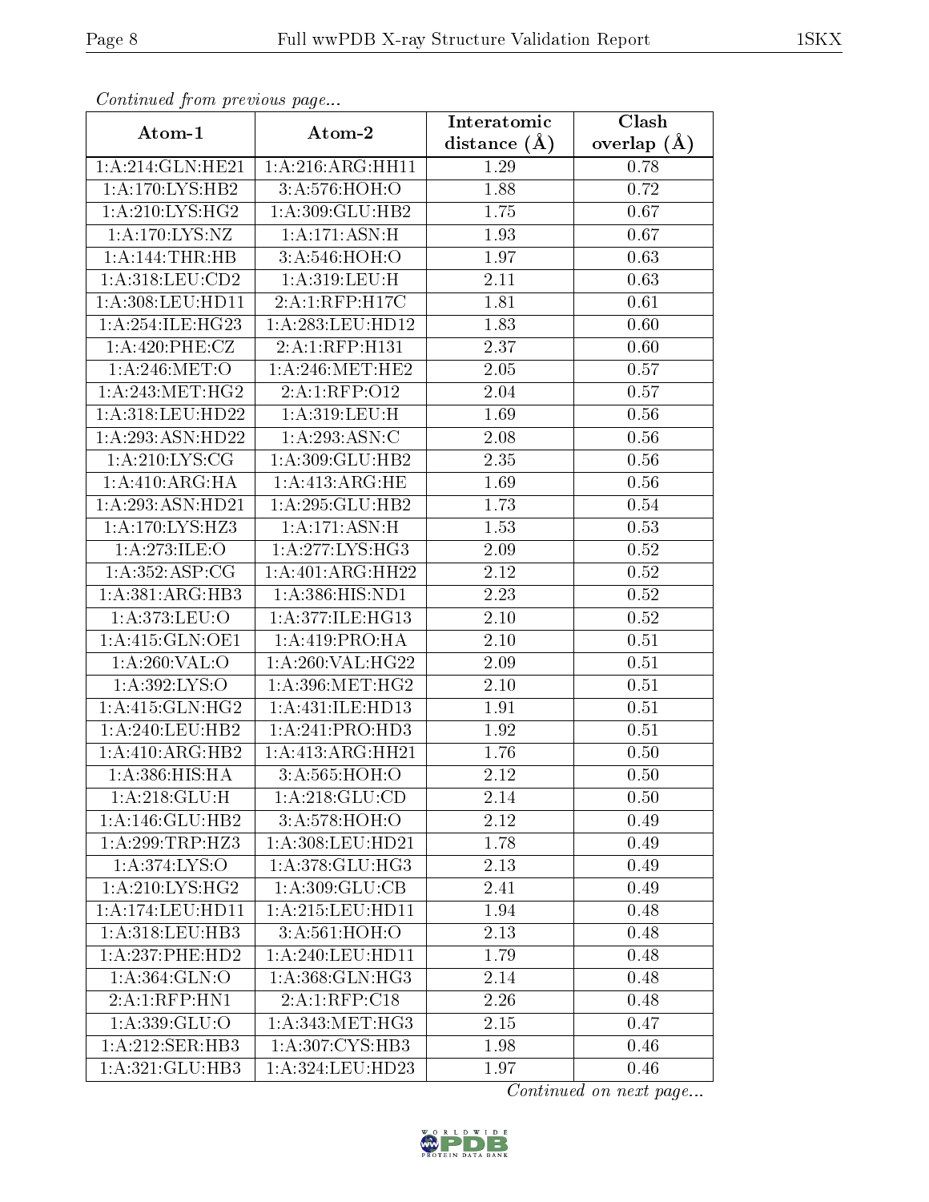*Continued from previous page...*

| Atom-1 | Atom-2 | Interatomic distance (Å) | Clash overlap (Å) |
|---|---|---|---|
| 1:A:214:GLN:HE21 | 1:A:216:ARG:HH11 | 1.29 | 0.78 |
| 1:A:170:LYS:HB2 | 3:A:576:HOH:O | 1.88 | 0.72 |
| 1:A:210:LYS:HG2 | 1:A:309:GLU:HB2 | 1.75 | 0.67 |
| 1:A:170:LYS:NZ | 1:A:171:ASN:H | 1.93 | 0.67 |
| 1:A:144:THR:HB | 3:A:546:HOH:O | 1.97 | 0.63 |
| 1:A:318:LEU:CD2 | 1:A:319:LEU:H | 2.11 | 0.63 |
| 1:A:308:LEU:HD11 | 2:A:1:RFP:H17C | 1.81 | 0.61 |
| 1:A:254:ILE:HG23 | 1:A:283:LEU:HD12 | 1.83 | 0.60 |
| 1:A:420:PHE:CZ | 2:A:1:RFP:H131 | 2.37 | 0.60 |
| 1:A:246:MET:O | 1:A:246:MET:HE2 | 2.05 | 0.57 |
| 1:A:243:MET:HG2 | 2:A:1:RFP:O12 | 2.04 | 0.57 |
| 1:A:318:LEU:HD22 | 1:A:319:LEU:H | 1.69 | 0.56 |
| 1:A:293:ASN:HD22 | 1:A:293:ASN:C | 2.08 | 0.56 |
| 1:A:210:LYS:CG | 1:A:309:GLU:HB2 | 2.35 | 0.56 |
| 1:A:410:ARG:HA | 1:A:413:ARG:HE | 1.69 | 0.56 |
| 1:A:293:ASN:HD21 | 1:A:295:GLU:HB2 | 1.73 | 0.54 |
| 1:A:170:LYS:HZ3 | 1:A:171:ASN:H | 1.53 | 0.53 |
| 1:A:273:ILE:O | 1:A:277:LYS:HG3 | 2.09 | 0.52 |
| 1:A:352:ASP:CG | 1:A:401:ARG:HH22 | 2.12 | 0.52 |
| 1:A:381:ARG:HB3 | 1:A:386:HIS:ND1 | 2.23 | 0.52 |
| 1:A:373:LEU:O | 1:A:377:ILE:HG13 | 2.10 | 0.52 |
| 1:A:415:GLN:OE1 | 1:A:419:PRO:HA | 2.10 | 0.51 |
| 1:A:260:VAL:O | 1:A:260:VAL:HG22 | 2.09 | 0.51 |
| 1:A:392:LYS:O | 1:A:396:MET:HG2 | 2.10 | 0.51 |
| 1:A:415:GLN:HG2 | 1:A:431:ILE:HD13 | 1.91 | 0.51 |
| 1:A:240:LEU:HB2 | 1:A:241:PRO:HD3 | 1.92 | 0.51 |
| 1:A:410:ARG:HB2 | 1:A:413:ARG:HH21 | 1.76 | 0.50 |
| 1:A:386:HIS:HA | 3:A:565:HOH:O | 2.12 | 0.50 |
| 1:A:218:GLU:H | 1:A:218:GLU:CD | 2.14 | 0.50 |
| 1:A:146:GLU:HB2 | 3:A:578:HOH:O | 2.12 | 0.49 |
| 1:A:299:TRP:HZ3 | 1:A:308:LEU:HD21 | 1.78 | 0.49 |
| 1:A:374:LYS:O | 1:A:378:GLU:HG3 | 2.13 | 0.49 |
| 1:A:210:LYS:HG2 | 1:A:309:GLU:CB | 2.41 | 0.49 |
| 1:A:174:LEU:HD11 | 1:A:215:LEU:HD11 | 1.94 | 0.48 |
| 1:A:318:LEU:HB3 | 3:A:561:HOH:O | 2.13 | 0.48 |
| 1:A:237:PHE:HD2 | 1:A:240:LEU:HD11 | 1.79 | 0.48 |
| 1:A:364:GLN:O | 1:A:368:GLN:HG3 | 2.14 | 0.48 |
| 2:A:1:RFP:HN1 | 2:A:1:RFP:C18 | 2.26 | 0.48 |
| 1:A:339:GLU:O | 1:A:343:MET:HG3 | 2.15 | 0.47 |
| 1:A:212:SER:HB3 | 1:A:307:CYS:HB3 | 1.98 | 0.46 |
| 1:A:321:GLU:HB3 | 1:A:324:LEU:HD23 | 1.97 | 0.46 |

*Continued on next page...*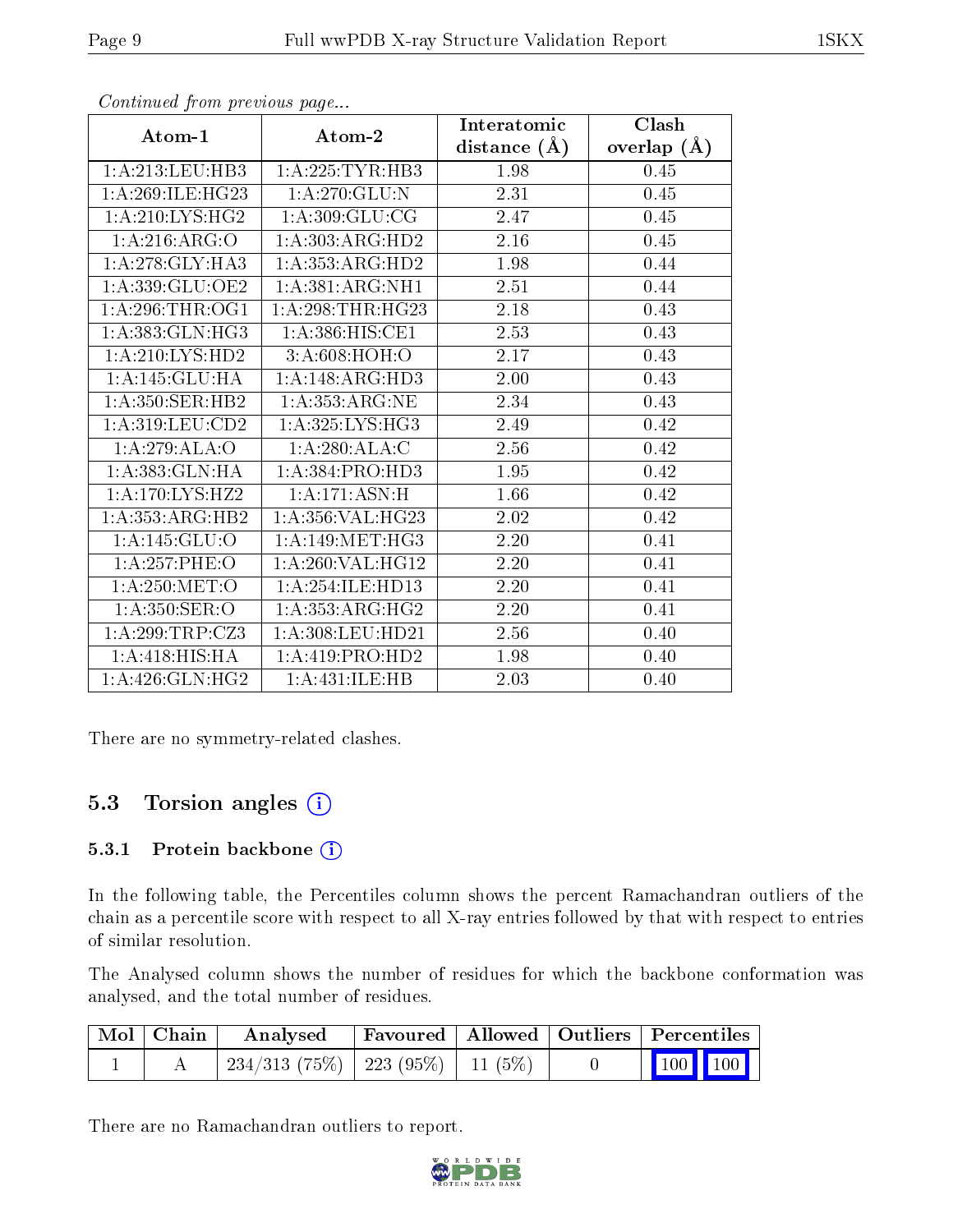*Continued from previous page...*

| Atom-1 | Atom-2 | Interatomic distance (Å) | Clash overlap (Å) |
|---|---|---|---|
| 1:A:213:LEU:HB3 | 1:A:225:TYR:HB3 | 1.98 | 0.45 |
| 1:A:269:ILE:HG23 | 1:A:270:GLU:N | 2.31 | 0.45 |
| 1:A:210:LYS:HG2 | 1:A:309:GLU:CG | 2.47 | 0.45 |
| 1:A:216:ARG:O | 1:A:303:ARG:HD2 | 2.16 | 0.45 |
| 1:A:278:GLY:HA3 | 1:A:353:ARG:HD2 | 1.98 | 0.44 |
| 1:A:339:GLU:OE2 | 1:A:381:ARG:NH1 | 2.51 | 0.44 |
| 1:A:296:THR:OG1 | 1:A:298:THR:HG23 | 2.18 | 0.43 |
| 1:A:383:GLN:HG3 | 1:A:386:HIS:CE1 | 2.53 | 0.43 |
| 1:A:210:LYS:HD2 | 3:A:608:HOH:O | 2.17 | 0.43 |
| 1:A:145:GLU:HA | 1:A:148:ARG:HD3 | 2.00 | 0.43 |
| 1:A:350:SER:HB2 | 1:A:353:ARG:NE | 2.34 | 0.43 |
| 1:A:319:LEU:CD2 | 1:A:325:LYS:HG3 | 2.49 | 0.42 |
| 1:A:279:ALA:O | 1:A:280:ALA:C | 2.56 | 0.42 |
| 1:A:383:GLN:HA | 1:A:384:PRO:HD3 | 1.95 | 0.42 |
| 1:A:170:LYS:HZ2 | 1:A:171:ASN:H | 1.66 | 0.42 |
| 1:A:353:ARG:HB2 | 1:A:356:VAL:HG23 | 2.02 | 0.42 |
| 1:A:145:GLU:O | 1:A:149:MET:HG3 | 2.20 | 0.41 |
| 1:A:257:PHE:O | 1:A:260:VAL:HG12 | 2.20 | 0.41 |
| 1:A:250:MET:O | 1:A:254:ILE:HD13 | 2.20 | 0.41 |
| 1:A:350:SER:O | 1:A:353:ARG:HG2 | 2.20 | 0.41 |
| 1:A:299:TRP:CZ3 | 1:A:308:LEU:HD21 | 2.56 | 0.40 |
| 1:A:418:HIS:HA | 1:A:419:PRO:HD2 | 1.98 | 0.40 |
| 1:A:426:GLN:HG2 | 1:A:431:ILE:HB | 2.03 | 0.40 |

There are no symmetry-related clashes.

## 5.3 Torsion angles

### 5.3.1 Protein backbone

In the following table, the Percentiles column shows the percent Ramachandran outliers of the chain as a percentile score with respect to all X-ray entries followed by that with respect to entries of similar resolution.

The Analysed column shows the number of residues for which the backbone conformation was analysed, and the total number of residues.

| Mol | Chain | Analysed | Favoured | Allowed | Outliers | Percentiles | |
|---|---|---|---|---|---|---|---|
| 1 | A | 234/313 (75%) | 223 (95%) | 11 (5%) | 0 | 100 | 100 |

There are no Ramachandran outliers to report.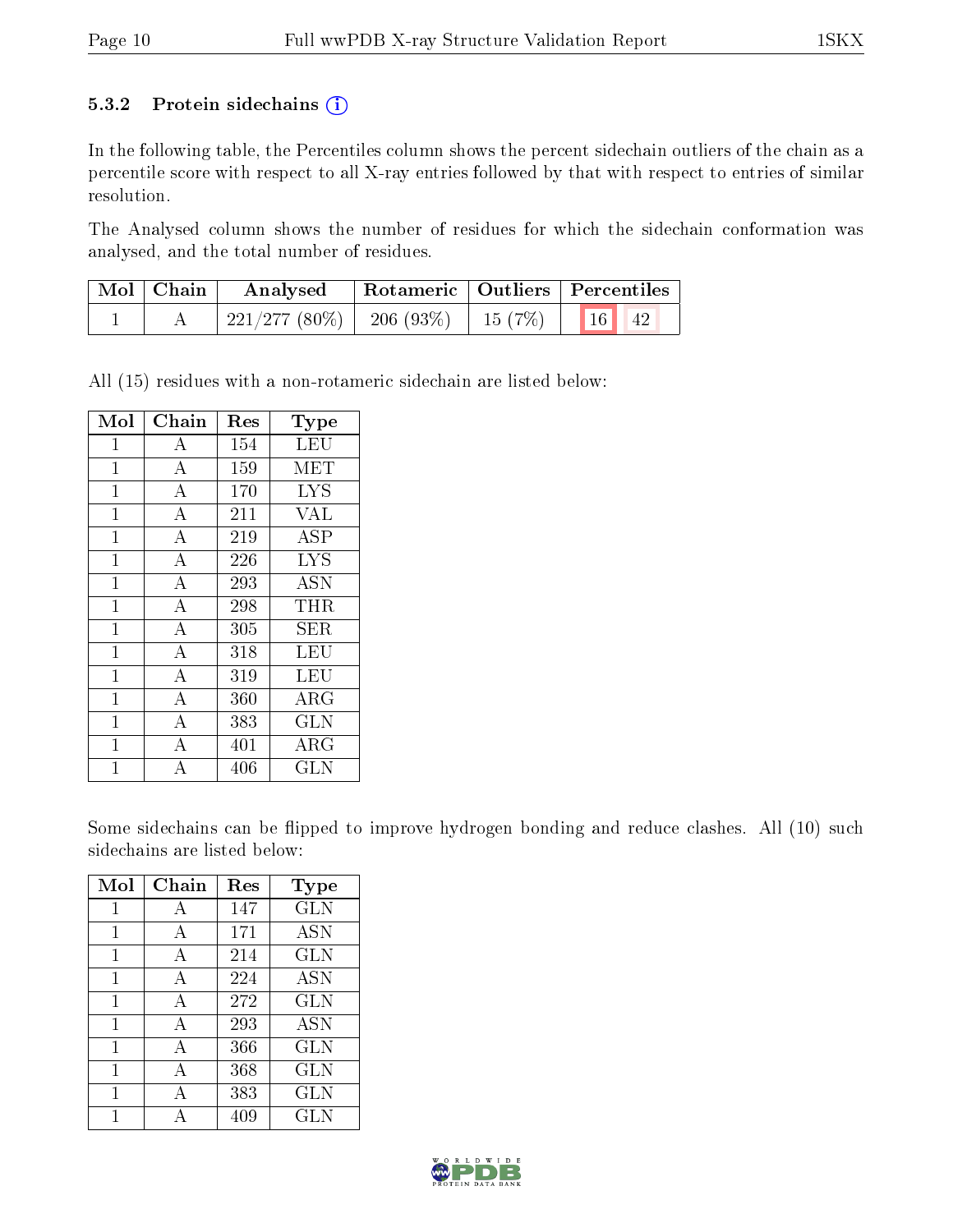### 5.3.2 Protein sidechains (i)

In the following table, the Percentiles column shows the percent sidechain outliers of the chain as a percentile score with respect to all X-ray entries followed by that with respect to entries of similar resolution.

The Analysed column shows the number of residues for which the sidechain conformation was analysed, and the total number of residues.

| Mol | Chain | Analysed | Rotameric | Outliers | Percentiles | |
|---|---|---|---|---|---|---|
| 1 | A | 221/277 (80%) | 206 (93%) | 15 (7%) | 16 | 42 |

All (15) residues with a non-rotameric sidechain are listed below:

| Mol | Chain | Res | Type |
|---|---|---|---|
| 1 | A | 154 | LEU |
| 1 | A | 159 | MET |
| 1 | A | 170 | LYS |
| 1 | A | 211 | VAL |
| 1 | A | 219 | ASP |
| 1 | A | 226 | LYS |
| 1 | A | 293 | ASN |
| 1 | A | 298 | THR |
| 1 | A | 305 | SER |
| 1 | A | 318 | LEU |
| 1 | A | 319 | LEU |
| 1 | A | 360 | ARG |
| 1 | A | 383 | GLN |
| 1 | A | 401 | ARG |
| 1 | A | 406 | GLN |

Some sidechains can be flipped to improve hydrogen bonding and reduce clashes. All (10) such sidechains are listed below:

| Mol | Chain | Res | Type |
|---|---|---|---|
| 1 | A | 147 | GLN |
| 1 | A | 171 | ASN |
| 1 | A | 214 | GLN |
| 1 | A | 224 | ASN |
| 1 | A | 272 | GLN |
| 1 | A | 293 | ASN |
| 1 | A | 366 | GLN |
| 1 | A | 368 | GLN |
| 1 | A | 383 | GLN |
| 1 | A | 409 | GLN |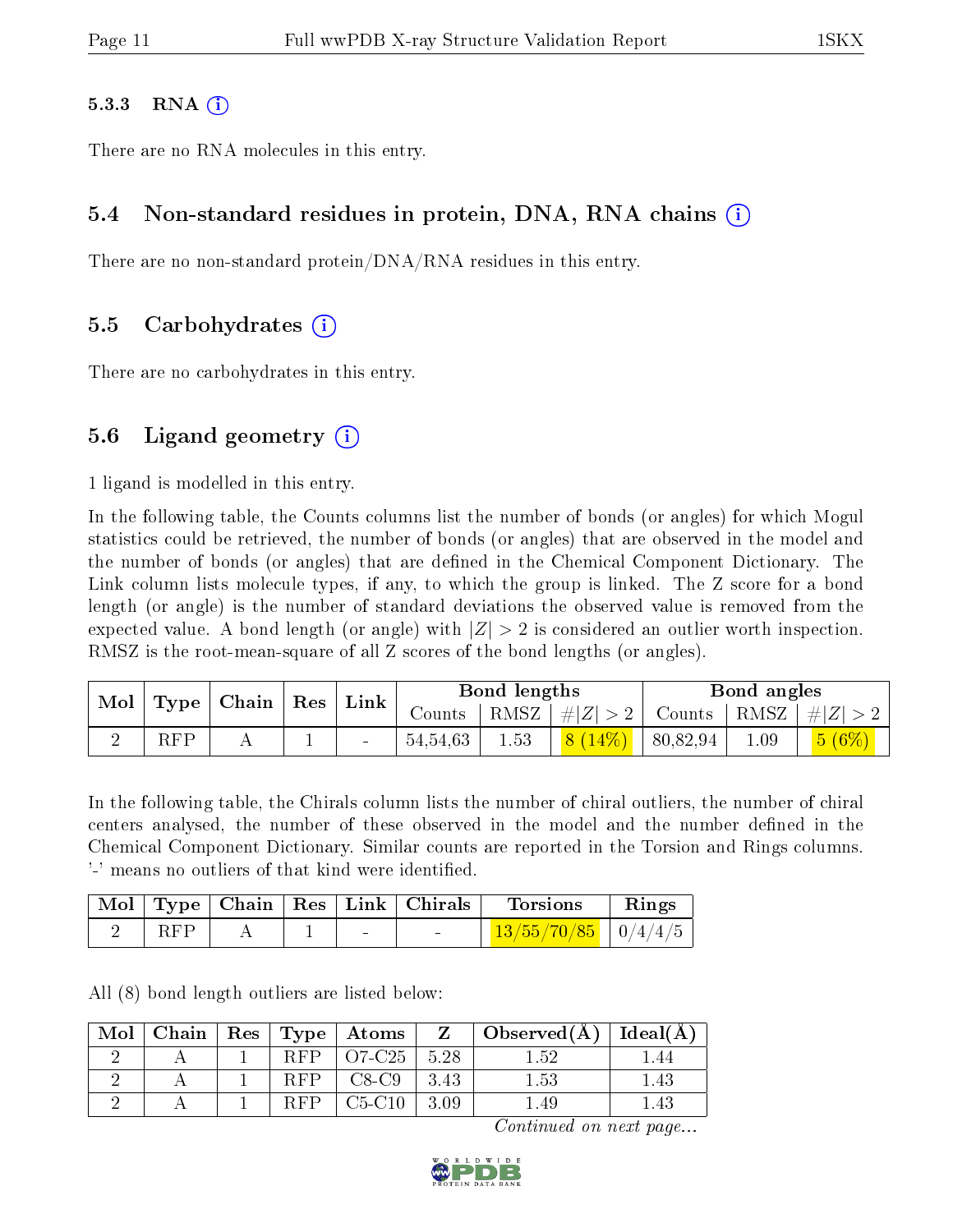#### 5.3.3 RNA

There are no RNA molecules in this entry.

### 5.4 Non-standard residues in protein, DNA, RNA chains

There are no non-standard protein/DNA/RNA residues in this entry.

### 5.5 Carbohydrates

There are no carbohydrates in this entry.

### 5.6 Ligand geometry

1 ligand is modelled in this entry.

In the following table, the Counts columns list the number of bonds (or angles) for which Mogul statistics could be retrieved, the number of bonds (or angles) that are observed in the model and the number of bonds (or angles) that are defined in the Chemical Component Dictionary. The Link column lists molecule types, if any, to which the group is linked. The Z score for a bond length (or angle) is the number of standard deviations the observed value is removed from the expected value. A bond length (or angle) with $|Z| > 2$ is considered an outlier worth inspection. RMSZ is the root-mean-square of all Z scores of the bond lengths (or angles).

| Mol | Type | Chain | Res | Link | Bond lengths | | | Bond angles | | |
|---|---|---|---|---|---|---|---|---|---|---|
| | | | | | Counts | RMSZ | $\#\|Z\|>2$ | Counts | RMSZ | $\#\|Z\|>2$ |
| 2 | RFP | A | 1 | - | 54,54,63 | 1.53 | 8 (14%) | 80,82,94 | 1.09 | 5 (6%) |

In the following table, the Chirals column lists the number of chiral outliers, the number of chiral centers analysed, the number of these observed in the model and the number defined in the Chemical Component Dictionary. Similar counts are reported in the Torsion and Rings columns. '-' means no outliers of that kind were identified.

| Mol | Type | Chain | Res | Link | Chirals | Torsions | Rings |
|---|---|---|---|---|---|---|---|
| 2 | RFP | A | 1 | - | - | 13/55/70/85 | 0/4/4/5 |

All (8) bond length outliers are listed below:

| Mol | Chain | Res | Type | Atoms | Z | Observed(Å) | Ideal(Å) |
|---|---|---|---|---|---|---|---|
| 2 | A | 1 | RFP | O7-C25 | 5.28 | 1.52 | 1.44 |
| 2 | A | 1 | RFP | C8-C9 | 3.43 | 1.53 | 1.43 |
| 2 | A | 1 | RFP | C5-C10 | 3.09 | 1.49 | 1.43 |

*Continued on next page...*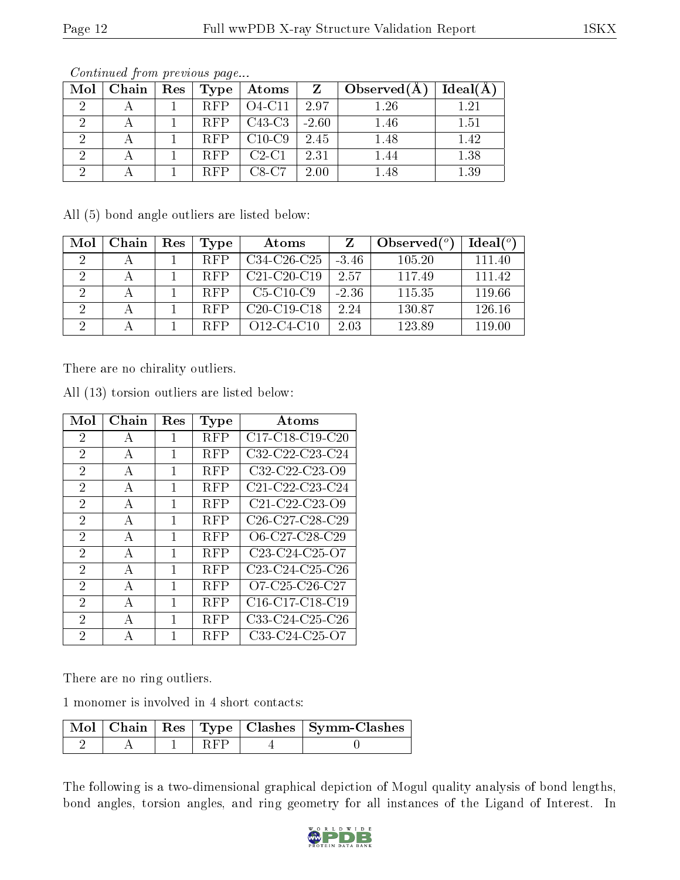*Continued from previous page...*

| Mol | Chain | Res | Type | Atoms | Z | Observed(Å) | Ideal(Å) |
|---|---|---|---|---|---|---|---|
| 2 | A | 1 | RFP | O4-C11 | 2.97 | 1.26 | 1.21 |
| 2 | A | 1 | RFP | C43-C3 | -2.60 | 1.46 | 1.51 |
| 2 | A | 1 | RFP | C10-C9 | 2.45 | 1.48 | 1.42 |
| 2 | A | 1 | RFP | C2-C1 | 2.31 | 1.44 | 1.38 |
| 2 | A | 1 | RFP | C8-C7 | 2.00 | 1.48 | 1.39 |

All (5) bond angle outliers are listed below:

| Mol | Chain | Res | Type | Atoms | Z | Observed(°) | Ideal(°) |
|---|---|---|---|---|---|---|---|
| 2 | A | 1 | RFP | C34-C26-C25 | -3.46 | 105.20 | 111.40 |
| 2 | A | 1 | RFP | C21-C20-C19 | 2.57 | 117.49 | 111.42 |
| 2 | A | 1 | RFP | C5-C10-C9 | -2.36 | 115.35 | 119.66 |
| 2 | A | 1 | RFP | C20-C19-C18 | 2.24 | 130.87 | 126.16 |
| 2 | A | 1 | RFP | O12-C4-C10 | 2.03 | 123.89 | 119.00 |

There are no chirality outliers.

All (13) torsion outliers are listed below:

| Mol | Chain | Res | Type | Atoms |
|---|---|---|---|---|
| 2 | A | 1 | RFP | C17-C18-C19-C20 |
| 2 | A | 1 | RFP | C32-C22-C23-C24 |
| 2 | A | 1 | RFP | C32-C22-C23-O9 |
| 2 | A | 1 | RFP | C21-C22-C23-C24 |
| 2 | A | 1 | RFP | C21-C22-C23-O9 |
| 2 | A | 1 | RFP | C26-C27-C28-C29 |
| 2 | A | 1 | RFP | O6-C27-C28-C29 |
| 2 | A | 1 | RFP | C23-C24-C25-O7 |
| 2 | A | 1 | RFP | C23-C24-C25-C26 |
| 2 | A | 1 | RFP | O7-C25-C26-C27 |
| 2 | A | 1 | RFP | C16-C17-C18-C19 |
| 2 | A | 1 | RFP | C33-C24-C25-C26 |
| 2 | A | 1 | RFP | C33-C24-C25-O7 |

There are no ring outliers.

1 monomer is involved in 4 short contacts:

| Mol | Chain | Res | Type | Clashes | Symm-Clashes |
|---|---|---|---|---|---|
| 2 | A | 1 | RFP | 4 | 0 |

The following is a two-dimensional graphical depiction of Mogul quality analysis of bond lengths, bond angles, torsion angles, and ring geometry for all instances of the Ligand of Interest. In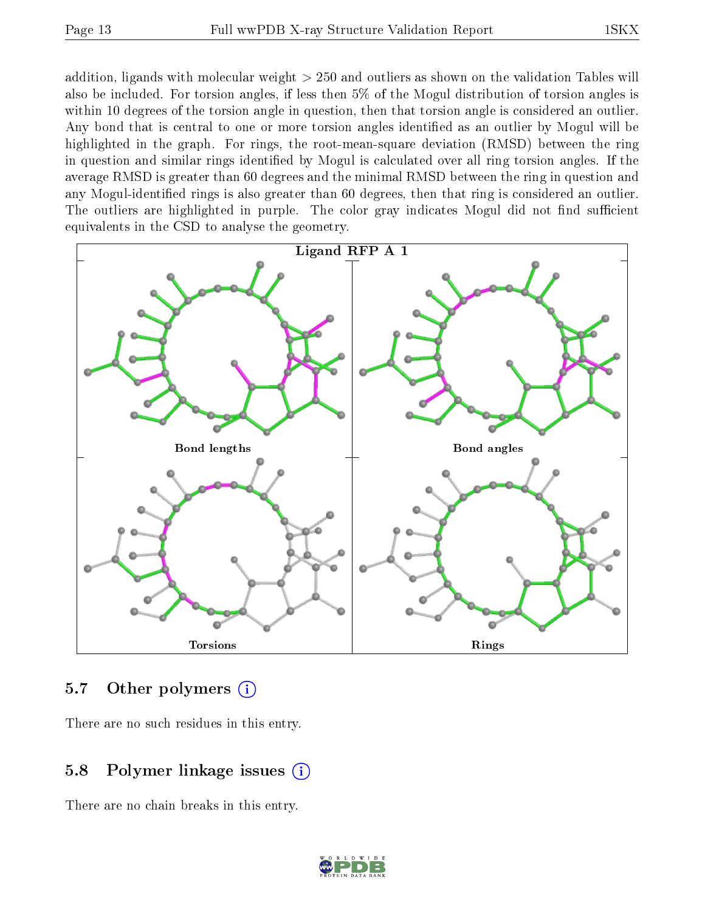addition, ligands with molecular weight > 250 and outliers as shown on the validation Tables will also be included. For torsion angles, if less then 5% of the Mogul distribution of torsion angles is within 10 degrees of the torsion angle in question, then that torsion angle is considered an outlier. Any bond that is central to one or more torsion angles identified as an outlier by Mogul will be highlighted in the graph. For rings, the root-mean-square deviation (RMSD) between the ring in question and similar rings identified by Mogul is calculated over all ring torsion angles. If the average RMSD is greater than 60 degrees and the minimal RMSD between the ring in question and any Mogul-identified rings is also greater than 60 degrees, then that ring is considered an outlier. The outliers are highlighted in purple. The color gray indicates Mogul did not find sufficient equivalents in the CSD to analyse the geometry.

**Ligand RFP A 1**

Bond lengths | Bond angles | Torsions | Rings

## 5.7 Other polymers

There are no such residues in this entry.

## 5.8 Polymer linkage issues

There are no chain breaks in this entry.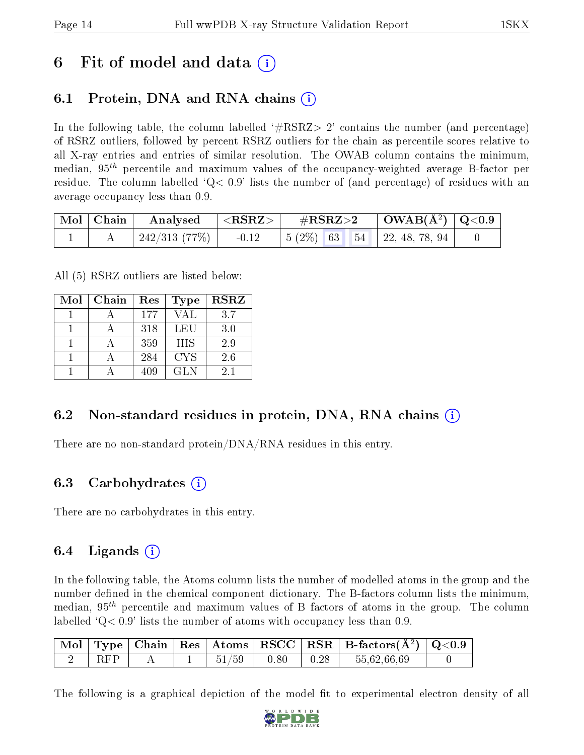# 6 Fit of model and data (i)

## 6.1 Protein, DNA and RNA chains (i)

In the following table, the column labelled '#RSRZ> 2' contains the number (and percentage) of RSRZ outliers, followed by percent RSRZ outliers for the chain as percentile scores relative to all X-ray entries and entries of similar resolution. The OWAB column contains the minimum, median, $95^{th}$ percentile and maximum values of the occupancy-weighted average B-factor per residue. The column labelled 'Q< 0.9' lists the number of (and percentage) of residues with an average occupancy less than 0.9.

| Mol | Chain | Analysed | <RSRZ> | #RSRZ>2 | | | OWAB(Å$^2$) | Q<0.9 |
|---|---|---|---|---|---|---|---|---|
| 1 | A | 242/313 (77%) | -0.12 | 5 (2%) | 63 | 54 | 22, 48, 78, 94 | 0 |

All (5) RSRZ outliers are listed below:

| Mol | Chain | Res | Type | RSRZ |
|---|---|---|---|---|
| 1 | A | 177 | VAL | 3.7 |
| 1 | A | 318 | LEU | 3.0 |
| 1 | A | 359 | HIS | 2.9 |
| 1 | A | 284 | CYS | 2.6 |
| 1 | A | 409 | GLN | 2.1 |

## 6.2 Non-standard residues in protein, DNA, RNA chains (i)

There are no non-standard protein/DNA/RNA residues in this entry.

## 6.3 Carbohydrates (i)

There are no carbohydrates in this entry.

## 6.4 Ligands (i)

In the following table, the Atoms column lists the number of modelled atoms in the group and the number defined in the chemical component dictionary. The B-factors column lists the minimum, median, $95^{th}$ percentile and maximum values of B factors of atoms in the group. The column labelled 'Q< 0.9' lists the number of atoms with occupancy less than 0.9.

| Mol | Type | Chain | Res | Atoms | RSCC | RSR | B-factors(Å$^2$) | Q<0.9 |
|---|---|---|---|---|---|---|---|---|
| 2 | RFP | A | 1 | 51/59 | 0.80 | 0.28 | 55,62,66,69 | 0 |

The following is a graphical depiction of the model fit to experimental electron density of all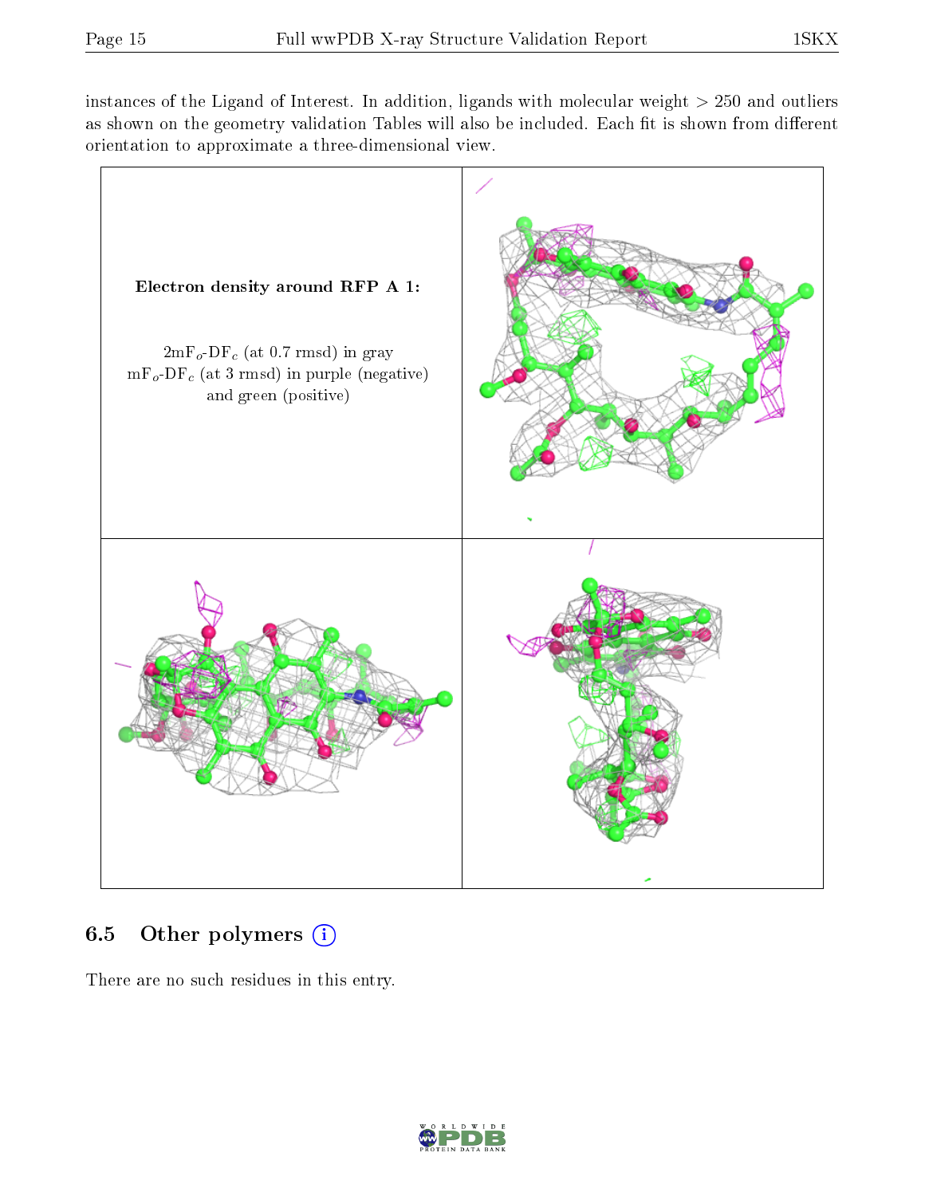instances of the Ligand of Interest. In addition, ligands with molecular weight > 250 and outliers as shown on the geometry validation Tables will also be included. Each fit is shown from different orientation to approximate a three-dimensional view.

**Electron density around RFP A 1:**

$2mF_o$-$DF_c$ (at 0.7 rmsd) in gray
$mF_o$-$DF_c$ (at 3 rmsd) in purple (negative) and green (positive)

## 6.5 Other polymers

There are no such residues in this entry.